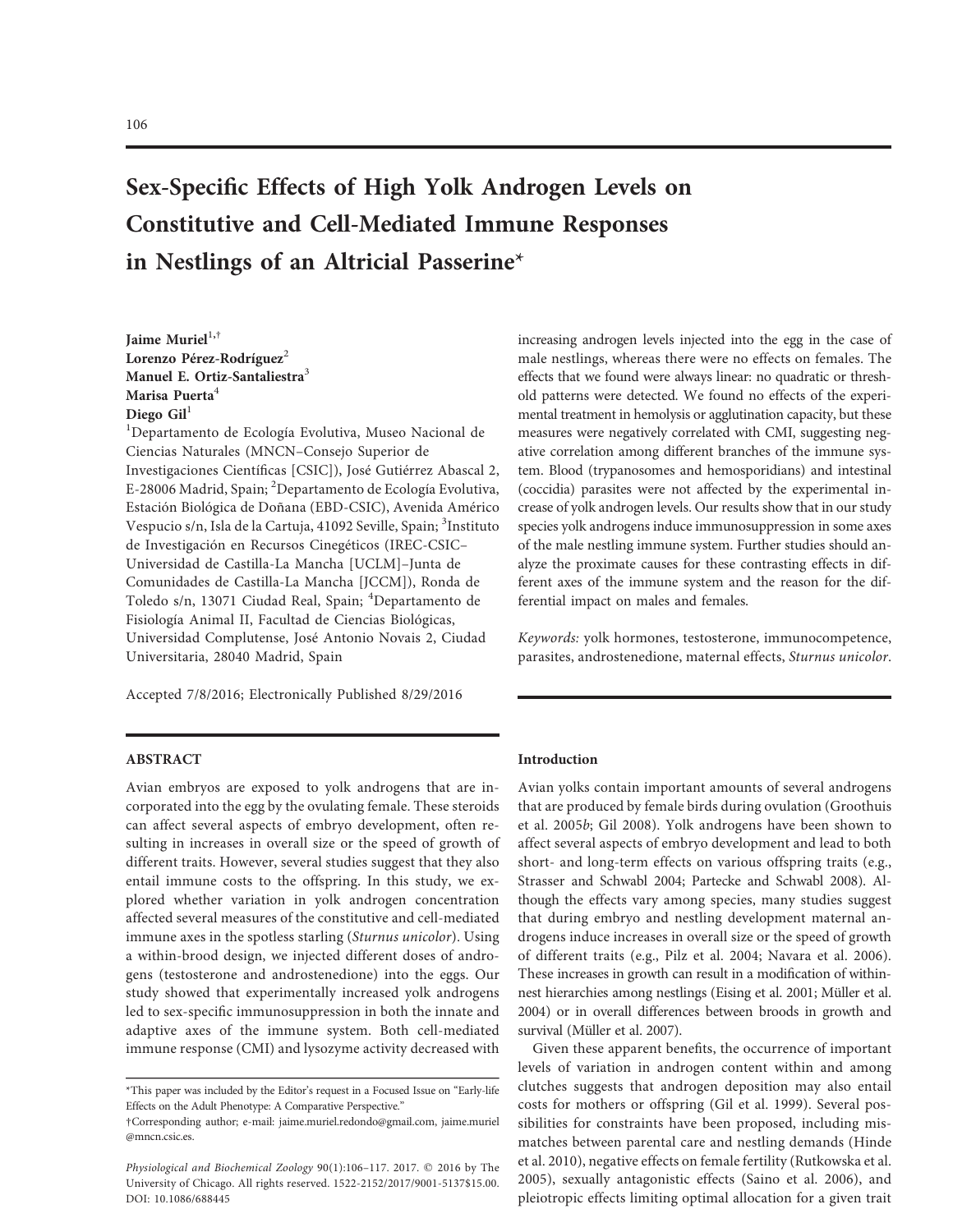# Sex-Specific Effects of High Yolk Androgen Levels on Constitutive and Cell-Mediated Immune Responses in Nestlings of an Altricial Passerine*

**Jaime Muriel**[1,†]
**Lorenzo Pérez-Rodríguez**[2]
**Manuel E. Ortiz-Santaliestra**[3]
**Marisa Puerta**[4]
**Diego Gil**[1]

[1]Departamento de Ecología Evolutiva, Museo Nacional de Ciencias Naturales (MNCN–Consejo Superior de Investigaciones Científicas [CSIC]), José Gutiérrez Abascal 2, E-28006 Madrid, Spain; [2]Departamento de Ecología Evolutiva, Estación Biológica de Doñana (EBD-CSIC), Avenida Américo Vespucio s/n, Isla de la Cartuja, 41092 Seville, Spain; [3]Instituto de Investigación en Recursos Cinegéticos (IREC-CSIC–Universidad de Castilla-La Mancha [UCLM]–Junta de Comunidades de Castilla-La Mancha [JCCM]), Ronda de Toledo s/n, 13071 Ciudad Real, Spain; [4]Departamento de Fisiología Animal II, Facultad de Ciencias Biológicas, Universidad Complutense, José Antonio Novais 2, Ciudad Universitaria, 28040 Madrid, Spain

Accepted 7/8/2016; Electronically Published 8/29/2016

## ABSTRACT

Avian embryos are exposed to yolk androgens that are incorporated into the egg by the ovulating female. These steroids can affect several aspects of embryo development, often resulting in increases in overall size or the speed of growth of different traits. However, several studies suggest that they also entail immune costs to the offspring. In this study, we explored whether variation in yolk androgen concentration affected several measures of the constitutive and cell-mediated immune axes in the spotless starling (*Sturnus unicolor*). Using a within-brood design, we injected different doses of androgens (testosterone and androstenedione) into the eggs. Our study showed that experimentally increased yolk androgens led to sex-specific immunosuppression in both the innate and adaptive axes of the immune system. Both cell-mediated immune response (CMI) and lysozyme activity decreased with increasing androgen levels injected into the egg in the case of male nestlings, whereas there were no effects on females. The effects that we found were always linear: no quadratic or threshold patterns were detected. We found no effects of the experimental treatment in hemolysis or agglutination capacity, but these measures were negatively correlated with CMI, suggesting negative correlation among different branches of the immune system. Blood (trypanosomes and hemosporidians) and intestinal (coccidia) parasites were not affected by the experimental increase of yolk androgen levels. Our results show that in our study species yolk androgens induce immunosuppression in some axes of the male nestling immune system. Further studies should analyze the proximate causes for these contrasting effects in different axes of the immune system and the reason for the differential impact on males and females.

*Keywords:* yolk hormones, testosterone, immunocompetence, parasites, androstenedione, maternal effects, *Sturnus unicolor*.

*This paper was included by the Editor's request in a Focused Issue on "Early-life Effects on the Adult Phenotype: A Comparative Perspective."

†Corresponding author; e-mail: jaime.muriel.redondo@gmail.com, jaime.muriel@mncn.csic.es.

*Physiological and Biochemical Zoology* 90(1):106–117. 2017. © 2016 by The University of Chicago. All rights reserved. 1522-2152/2017/9001-5137$15.00. DOI: 10.1086/688445

## Introduction

Avian yolks contain important amounts of several androgens that are produced by female birds during ovulation (Groothuis et al. 2005*b*; Gil 2008). Yolk androgens have been shown to affect several aspects of embryo development and lead to both short- and long-term effects on various offspring traits (e.g., Strasser and Schwabl 2004; Partecke and Schwabl 2008). Although the effects vary among species, many studies suggest that during embryo and nestling development maternal androgens induce increases in overall size or the speed of growth of different traits (e.g., Pilz et al. 2004; Navara et al. 2006). These increases in growth can result in a modification of within-nest hierarchies among nestlings (Eising et al. 2001; Müller et al. 2004) or in overall differences between broods in growth and survival (Müller et al. 2007).

Given these apparent benefits, the occurrence of important levels of variation in androgen content within and among clutches suggests that androgen deposition may also entail costs for mothers or offspring (Gil et al. 1999). Several possibilities for constraints have been proposed, including mismatches between parental care and nestling demands (Hinde et al. 2010), negative effects on female fertility (Rutkowska et al. 2005), sexually antagonistic effects (Saino et al. 2006), and pleiotropic effects limiting optimal allocation for a given trait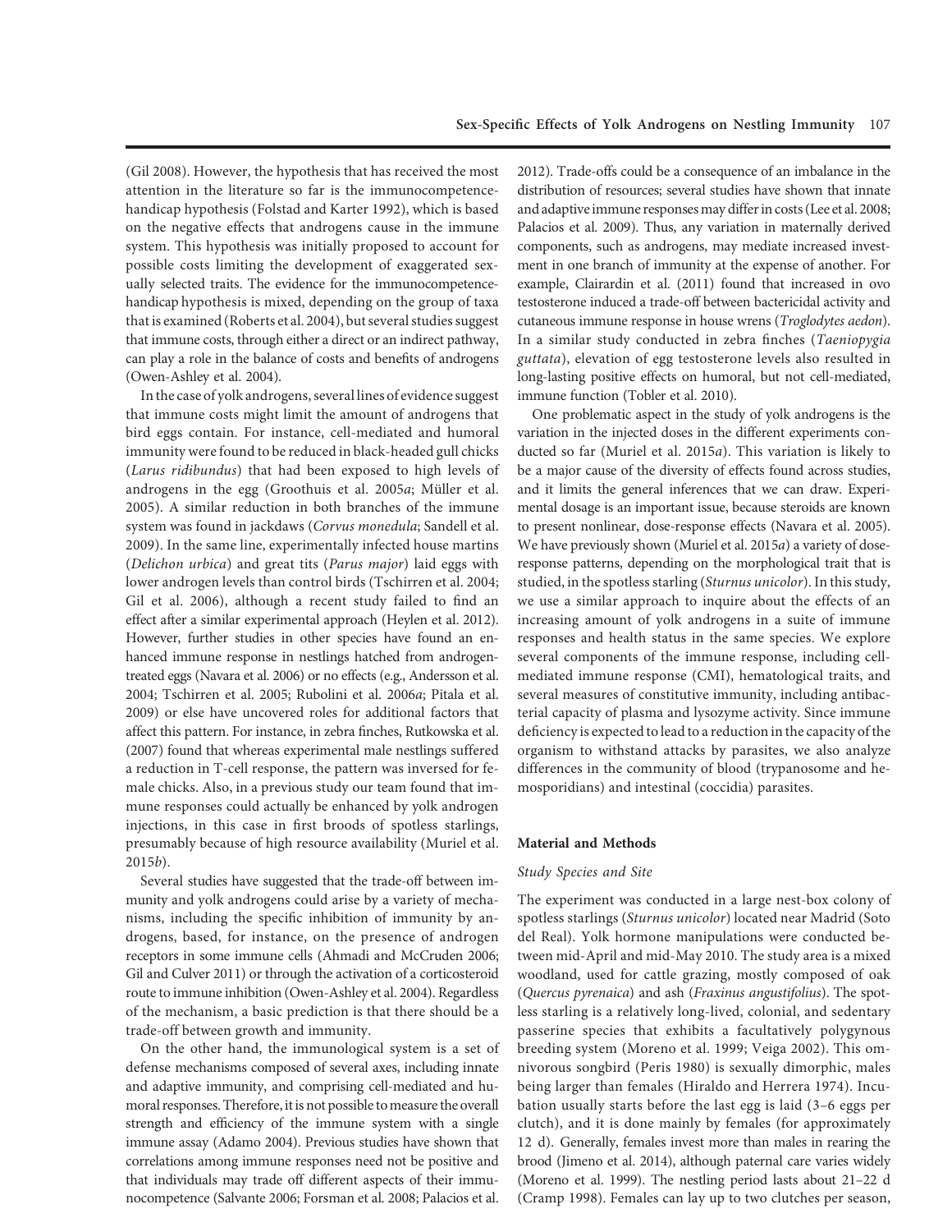(Gil 2008). However, the hypothesis that has received the most attention in the literature so far is the immunocompetence-handicap hypothesis (Folstad and Karter 1992), which is based on the negative effects that androgens cause in the immune system. This hypothesis was initially proposed to account for possible costs limiting the development of exaggerated sexually selected traits. The evidence for the immunocompetence-handicap hypothesis is mixed, depending on the group of taxa that is examined (Roberts et al. 2004), but several studies suggest that immune costs, through either a direct or an indirect pathway, can play a role in the balance of costs and benefits of androgens (Owen-Ashley et al. 2004).

In the case of yolk androgens, several lines of evidence suggest that immune costs might limit the amount of androgens that bird eggs contain. For instance, cell-mediated and humoral immunity were found to be reduced in black-headed gull chicks (*Larus ridibundus*) that had been exposed to high levels of androgens in the egg (Groothuis et al. 2005*a*; Müller et al. 2005). A similar reduction in both branches of the immune system was found in jackdaws (*Corvus monedula*; Sandell et al. 2009). In the same line, experimentally infected house martins (*Delichon urbica*) and great tits (*Parus major*) laid eggs with lower androgen levels than control birds (Tschirren et al. 2004; Gil et al. 2006), although a recent study failed to find an effect after a similar experimental approach (Heylen et al. 2012). However, further studies in other species have found an enhanced immune response in nestlings hatched from androgen-treated eggs (Navara et al. 2006) or no effects (e.g., Andersson et al. 2004; Tschirren et al. 2005; Rubolini et al. 2006*a*; Pitala et al. 2009) or else have uncovered roles for additional factors that affect this pattern. For instance, in zebra finches, Rutkowska et al. (2007) found that whereas experimental male nestlings suffered a reduction in T-cell response, the pattern was inversed for female chicks. Also, in a previous study our team found that immune responses could actually be enhanced by yolk androgen injections, in this case in first broods of spotless starlings, presumably because of high resource availability (Muriel et al. 2015*b*).

Several studies have suggested that the trade-off between immunity and yolk androgens could arise by a variety of mechanisms, including the specific inhibition of immunity by androgens, based, for instance, on the presence of androgen receptors in some immune cells (Ahmadi and McCruden 2006; Gil and Culver 2011) or through the activation of a corticosteroid route to immune inhibition (Owen-Ashley et al. 2004). Regardless of the mechanism, a basic prediction is that there should be a trade-off between growth and immunity.

On the other hand, the immunological system is a set of defense mechanisms composed of several axes, including innate and adaptive immunity, and comprising cell-mediated and humoral responses. Therefore, it is not possible to measure the overall strength and efficiency of the immune system with a single immune assay (Adamo 2004). Previous studies have shown that correlations among immune responses need not be positive and that individuals may trade off different aspects of their immunocompetence (Salvante 2006; Forsman et al. 2008; Palacios et al. 2012). Trade-offs could be a consequence of an imbalance in the distribution of resources; several studies have shown that innate and adaptive immune responses may differ in costs (Lee et al. 2008; Palacios et al. 2009). Thus, any variation in maternally derived components, such as androgens, may mediate increased investment in one branch of immunity at the expense of another. For example, Clairardin et al. (2011) found that increased in ovo testosterone induced a trade-off between bactericidal activity and cutaneous immune response in house wrens (*Troglodytes aedon*). In a similar study conducted in zebra finches (*Taeniopygia guttata*), elevation of egg testosterone levels also resulted in long-lasting positive effects on humoral, but not cell-mediated, immune function (Tobler et al. 2010).

One problematic aspect in the study of yolk androgens is the variation in the injected doses in the different experiments conducted so far (Muriel et al. 2015*a*). This variation is likely to be a major cause of the diversity of effects found across studies, and it limits the general inferences that we can draw. Experimental dosage is an important issue, because steroids are known to present nonlinear, dose-response effects (Navara et al. 2005). We have previously shown (Muriel et al. 2015*a*) a variety of dose-response patterns, depending on the morphological trait that is studied, in the spotless starling (*Sturnus unicolor*). In this study, we use a similar approach to inquire about the effects of an increasing amount of yolk androgens in a suite of immune responses and health status in the same species. We explore several components of the immune response, including cell-mediated immune response (CMI), hematological traits, and several measures of constitutive immunity, including antibacterial capacity of plasma and lysozyme activity. Since immune deficiency is expected to lead to a reduction in the capacity of the organism to withstand attacks by parasites, we also analyze differences in the community of blood (trypanosome and hemosporidians) and intestinal (coccidia) parasites.

## Material and Methods

### Study Species and Site

The experiment was conducted in a large nest-box colony of spotless starlings (*Sturnus unicolor*) located near Madrid (Soto del Real). Yolk hormone manipulations were conducted between mid-April and mid-May 2010. The study area is a mixed woodland, used for cattle grazing, mostly composed of oak (*Quercus pyrenaica*) and ash (*Fraxinus angustifolius*). The spotless starling is a relatively long-lived, colonial, and sedentary passerine species that exhibits a facultatively polygynous breeding system (Moreno et al. 1999; Veiga 2002). This omnivorous songbird (Peris 1980) is sexually dimorphic, males being larger than females (Hiraldo and Herrera 1974). Incubation usually starts before the last egg is laid (3–6 eggs per clutch), and it is done mainly by females (for approximately 12 d). Generally, females invest more than males in rearing the brood (Jimeno et al. 2014), although paternal care varies widely (Moreno et al. 1999). The nestling period lasts about 21–22 d (Cramp 1998). Females can lay up to two clutches per season,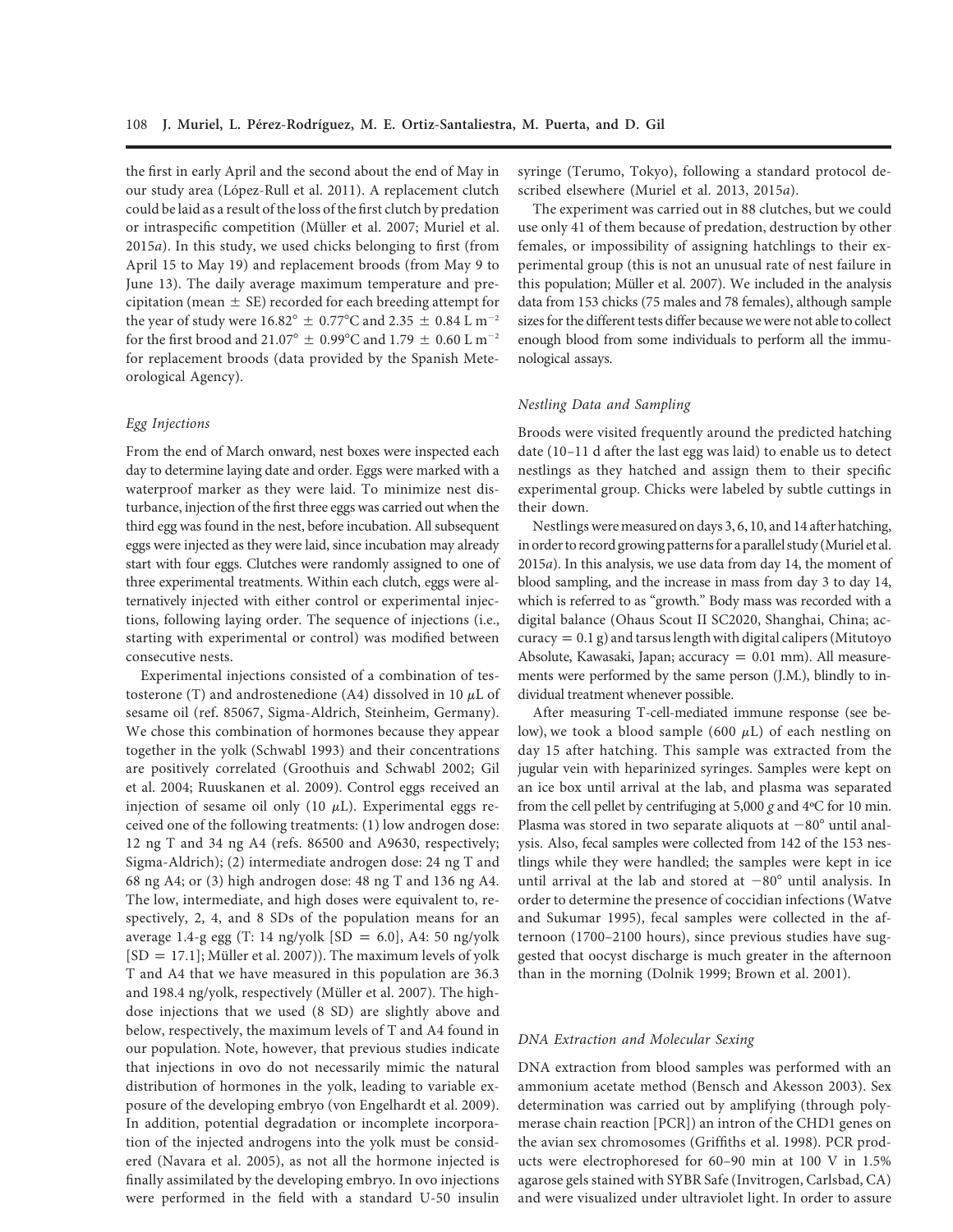the first in early April and the second about the end of May in our study area (López-Rull et al. 2011). A replacement clutch could be laid as a result of the loss of the first clutch by predation or intraspecific competition (Müller et al. 2007; Muriel et al. 2015*a*). In this study, we used chicks belonging to first (from April 15 to May 19) and replacement broods (from May 9 to June 13). The daily average maximum temperature and precipitation (mean ± SE) recorded for each breeding attempt for the year of study were 16.82° ± 0.77°C and 2.35 ± 0.84 L $m^{-2}$ for the first brood and 21.07° ± 0.99°C and 1.79 ± 0.60 L $m^{-2}$ for replacement broods (data provided by the Spanish Meteorological Agency).

### *Egg Injections*

From the end of March onward, nest boxes were inspected each day to determine laying date and order. Eggs were marked with a waterproof marker as they were laid. To minimize nest disturbance, injection of the first three eggs was carried out when the third egg was found in the nest, before incubation. All subsequent eggs were injected as they were laid, since incubation may already start with four eggs. Clutches were randomly assigned to one of three experimental treatments. Within each clutch, eggs were alternatively injected with either control or experimental injections, following laying order. The sequence of injections (i.e., starting with experimental or control) was modified between consecutive nests.

Experimental injections consisted of a combination of testosterone (T) and androstenedione (A4) dissolved in 10 μL of sesame oil (ref. 85067, Sigma-Aldrich, Steinheim, Germany). We chose this combination of hormones because they appear together in the yolk (Schwabl 1993) and their concentrations are positively correlated (Groothuis and Schwabl 2002; Gil et al. 2004; Ruuskanen et al. 2009). Control eggs received an injection of sesame oil only (10 μL). Experimental eggs received one of the following treatments: (1) low androgen dose: 12 ng T and 34 ng A4 (refs. 86500 and A9630, respectively; Sigma-Aldrich); (2) intermediate androgen dose: 24 ng T and 68 ng A4; or (3) high androgen dose: 48 ng T and 136 ng A4. The low, intermediate, and high doses were equivalent to, respectively, 2, 4, and 8 SDs of the population means for an average 1.4-g egg (T: 14 ng/yolk [SD = 6.0], A4: 50 ng/yolk [SD = 17.1]; Müller et al. 2007)). The maximum levels of yolk T and A4 that we have measured in this population are 36.3 and 198.4 ng/yolk, respectively (Müller et al. 2007). The high-dose injections that we used (8 SD) are slightly above and below, respectively, the maximum levels of T and A4 found in our population. Note, however, that previous studies indicate that injections in ovo do not necessarily mimic the natural distribution of hormones in the yolk, leading to variable exposure of the developing embryo (von Engelhardt et al. 2009). In addition, potential degradation or incomplete incorporation of the injected androgens into the yolk must be considered (Navara et al. 2005), as not all the hormone injected is finally assimilated by the developing embryo. In ovo injections were performed in the field with a standard U-50 insulin syringe (Terumo, Tokyo), following a standard protocol described elsewhere (Muriel et al. 2013, 2015*a*).

The experiment was carried out in 88 clutches, but we could use only 41 of them because of predation, destruction by other females, or impossibility of assigning hatchlings to their experimental group (this is not an unusual rate of nest failure in this population; Müller et al. 2007). We included in the analysis data from 153 chicks (75 males and 78 females), although sample sizes for the different tests differ because we were not able to collect enough blood from some individuals to perform all the immunological assays.

### *Nestling Data and Sampling*

Broods were visited frequently around the predicted hatching date (10–11 d after the last egg was laid) to enable us to detect nestlings as they hatched and assign them to their specific experimental group. Chicks were labeled by subtle cuttings in their down.

Nestlings were measured on days 3, 6, 10, and 14 after hatching, in order to record growing patterns for a parallel study (Muriel et al. 2015*a*). In this analysis, we use data from day 14, the moment of blood sampling, and the increase in mass from day 3 to day 14, which is referred to as "growth." Body mass was recorded with a digital balance (Ohaus Scout II SC2020, Shanghai, China; accuracy = 0.1 g) and tarsus length with digital calipers (Mitutoyo Absolute, Kawasaki, Japan; accuracy = 0.01 mm). All measurements were performed by the same person (J.M.), blindly to individual treatment whenever possible.

After measuring T-cell-mediated immune response (see below), we took a blood sample (600 μL) of each nestling on day 15 after hatching. This sample was extracted from the jugular vein with heparinized syringes. Samples were kept on an ice box until arrival at the lab, and plasma was separated from the cell pellet by centrifuging at 5,000 *g* and 4ºC for 10 min. Plasma was stored in two separate aliquots at −80° until analysis. Also, fecal samples were collected from 142 of the 153 nestlings while they were handled; the samples were kept in ice until arrival at the lab and stored at −80° until analysis. In order to determine the presence of coccidian infections (Watve and Sukumar 1995), fecal samples were collected in the afternoon (1700–2100 hours), since previous studies have suggested that oocyst discharge is much greater in the afternoon than in the morning (Dolnik 1999; Brown et al. 2001).

### *DNA Extraction and Molecular Sexing*

DNA extraction from blood samples was performed with an ammonium acetate method (Bensch and Akesson 2003). Sex determination was carried out by amplifying (through polymerase chain reaction [PCR]) an intron of the CHD1 genes on the avian sex chromosomes (Griffiths et al. 1998). PCR products were electrophoresed for 60–90 min at 100 V in 1.5% agarose gels stained with SYBR Safe (Invitrogen, Carlsbad, CA) and were visualized under ultraviolet light. In order to assure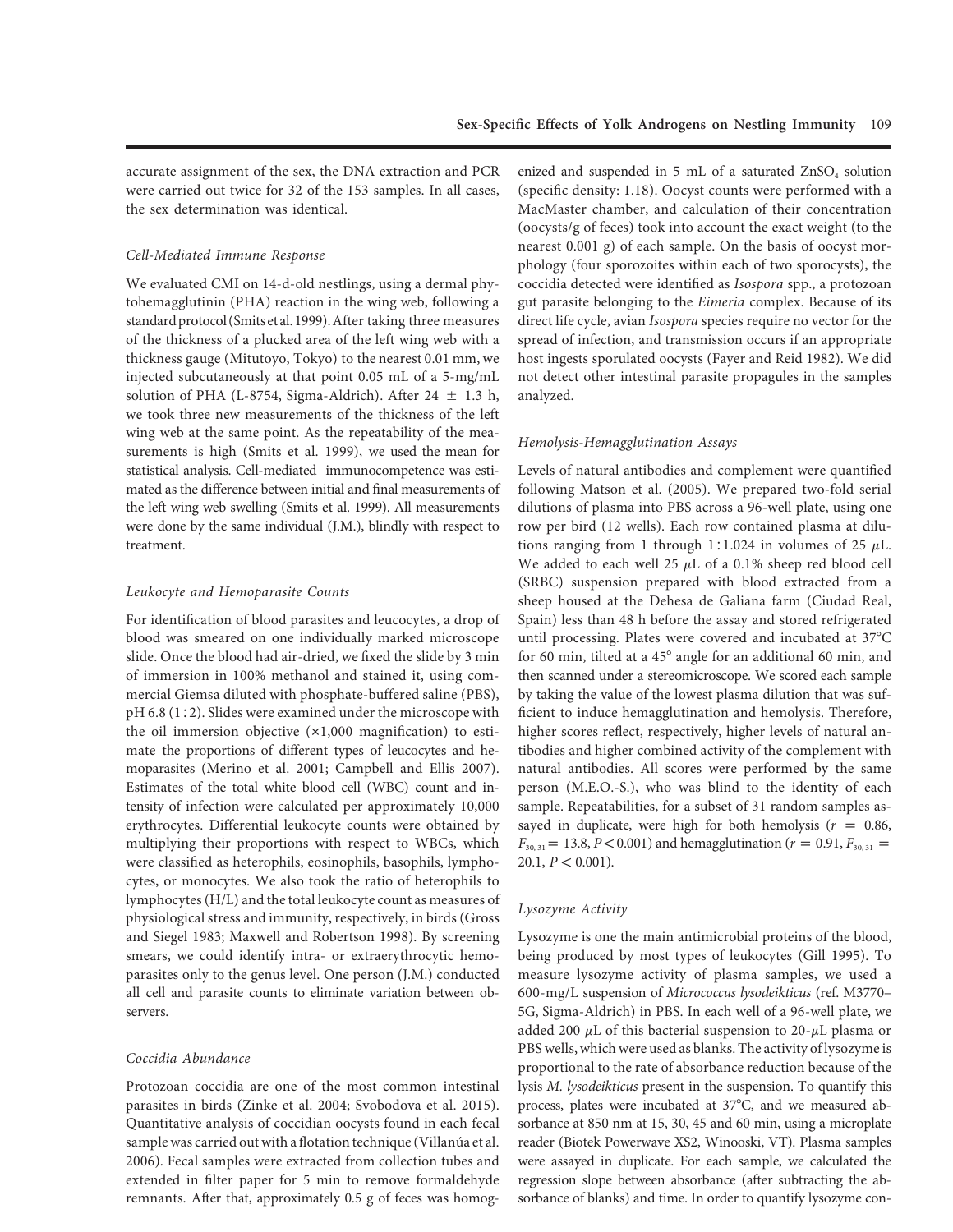accurate assignment of the sex, the DNA extraction and PCR were carried out twice for 32 of the 153 samples. In all cases, the sex determination was identical.

### Cell-Mediated Immune Response

We evaluated CMI on 14-d-old nestlings, using a dermal phytohemagglutinin (PHA) reaction in the wing web, following a standard protocol (Smits et al. 1999). After taking three measures of the thickness of a plucked area of the left wing web with a thickness gauge (Mitutoyo, Tokyo) to the nearest 0.01 mm, we injected subcutaneously at that point 0.05 mL of a 5-mg/mL solution of PHA (L-8754, Sigma-Aldrich). After 24 ± 1.3 h, we took three new measurements of the thickness of the left wing web at the same point. As the repeatability of the measurements is high (Smits et al. 1999), we used the mean for statistical analysis. Cell-mediated immunocompetence was estimated as the difference between initial and final measurements of the left wing web swelling (Smits et al. 1999). All measurements were done by the same individual (J.M.), blindly with respect to treatment.

### Leukocyte and Hemoparasite Counts

For identification of blood parasites and leucocytes, a drop of blood was smeared on one individually marked microscope slide. Once the blood had air-dried, we fixed the slide by 3 min of immersion in 100% methanol and stained it, using commercial Giemsa diluted with phosphate-buffered saline (PBS), pH 6.8 (1 : 2). Slides were examined under the microscope with the oil immersion objective (×1,000 magnification) to estimate the proportions of different types of leucocytes and hemoparasites (Merino et al. 2001; Campbell and Ellis 2007). Estimates of the total white blood cell (WBC) count and intensity of infection were calculated per approximately 10,000 erythrocytes. Differential leukocyte counts were obtained by multiplying their proportions with respect to WBCs, which were classified as heterophils, eosinophils, basophils, lymphocytes, or monocytes. We also took the ratio of heterophils to lymphocytes (H/L) and the total leukocyte count as measures of physiological stress and immunity, respectively, in birds (Gross and Siegel 1983; Maxwell and Robertson 1998). By screening smears, we could identify intra- or extraerythrocytic hemoparasites only to the genus level. One person (J.M.) conducted all cell and parasite counts to eliminate variation between observers.

### Coccidia Abundance

Protozoan coccidia are one of the most common intestinal parasites in birds (Zinke et al. 2004; Svobodova et al. 2015). Quantitative analysis of coccidian oocysts found in each fecal sample was carried out with a flotation technique (Villanúa et al. 2006). Fecal samples were extracted from collection tubes and extended in filter paper for 5 min to remove formaldehyde remnants. After that, approximately 0.5 g of feces was homogenized and suspended in 5 mL of a saturated $ZnSO_4$ solution (specific density: 1.18). Oocyst counts were performed with a MacMaster chamber, and calculation of their concentration (oocysts/g of feces) took into account the exact weight (to the nearest 0.001 g) of each sample. On the basis of oocyst morphology (four sporozoites within each of two sporocysts), the coccidia detected were identified as *Isospora* spp., a protozoan gut parasite belonging to the *Eimeria* complex. Because of its direct life cycle, avian *Isospora* species require no vector for the spread of infection, and transmission occurs if an appropriate host ingests sporulated oocysts (Fayer and Reid 1982). We did not detect other intestinal parasite propagules in the samples analyzed.

### Hemolysis-Hemagglutination Assays

Levels of natural antibodies and complement were quantified following Matson et al. (2005). We prepared two-fold serial dilutions of plasma into PBS across a 96-well plate, using one row per bird (12 wells). Each row contained plasma at dilutions ranging from 1 through 1 : 1.024 in volumes of 25 μL. We added to each well 25 μL of a 0.1% sheep red blood cell (SRBC) suspension prepared with blood extracted from a sheep housed at the Dehesa de Galiana farm (Ciudad Real, Spain) less than 48 h before the assay and stored refrigerated until processing. Plates were covered and incubated at 37°C for 60 min, tilted at a 45° angle for an additional 60 min, and then scanned under a stereomicroscope. We scored each sample by taking the value of the lowest plasma dilution that was sufficient to induce hemagglutination and hemolysis. Therefore, higher scores reflect, respectively, higher levels of natural antibodies and higher combined activity of the complement with natural antibodies. All scores were performed by the same person (M.E.O.-S.), who was blind to the identity of each sample. Repeatabilities, for a subset of 31 random samples assayed in duplicate, were high for both hemolysis ($r = 0.86$, $F_{30,31} = 13.8$, $P < 0.001$) and hemagglutination ($r = 0.91$, $F_{30,31} = 20.1$, $P < 0.001$).

### Lysozyme Activity

Lysozyme is one the main antimicrobial proteins of the blood, being produced by most types of leukocytes (Gill 1995). To measure lysozyme activity of plasma samples, we used a 600-mg/L suspension of *Micrococcus lysodeikticus* (ref. M3770–5G, Sigma-Aldrich) in PBS. In each well of a 96-well plate, we added 200 μL of this bacterial suspension to 20-μL plasma or PBS wells, which were used as blanks. The activity of lysozyme is proportional to the rate of absorbance reduction because of the lysis *M. lysodeikticus* present in the suspension. To quantify this process, plates were incubated at 37°C, and we measured absorbance at 850 nm at 15, 30, 45 and 60 min, using a microplate reader (Biotek Powerwave XS2, Winooski, VT). Plasma samples were assayed in duplicate. For each sample, we calculated the regression slope between absorbance (after subtracting the absorbance of blanks) and time. In order to quantify lysozyme con-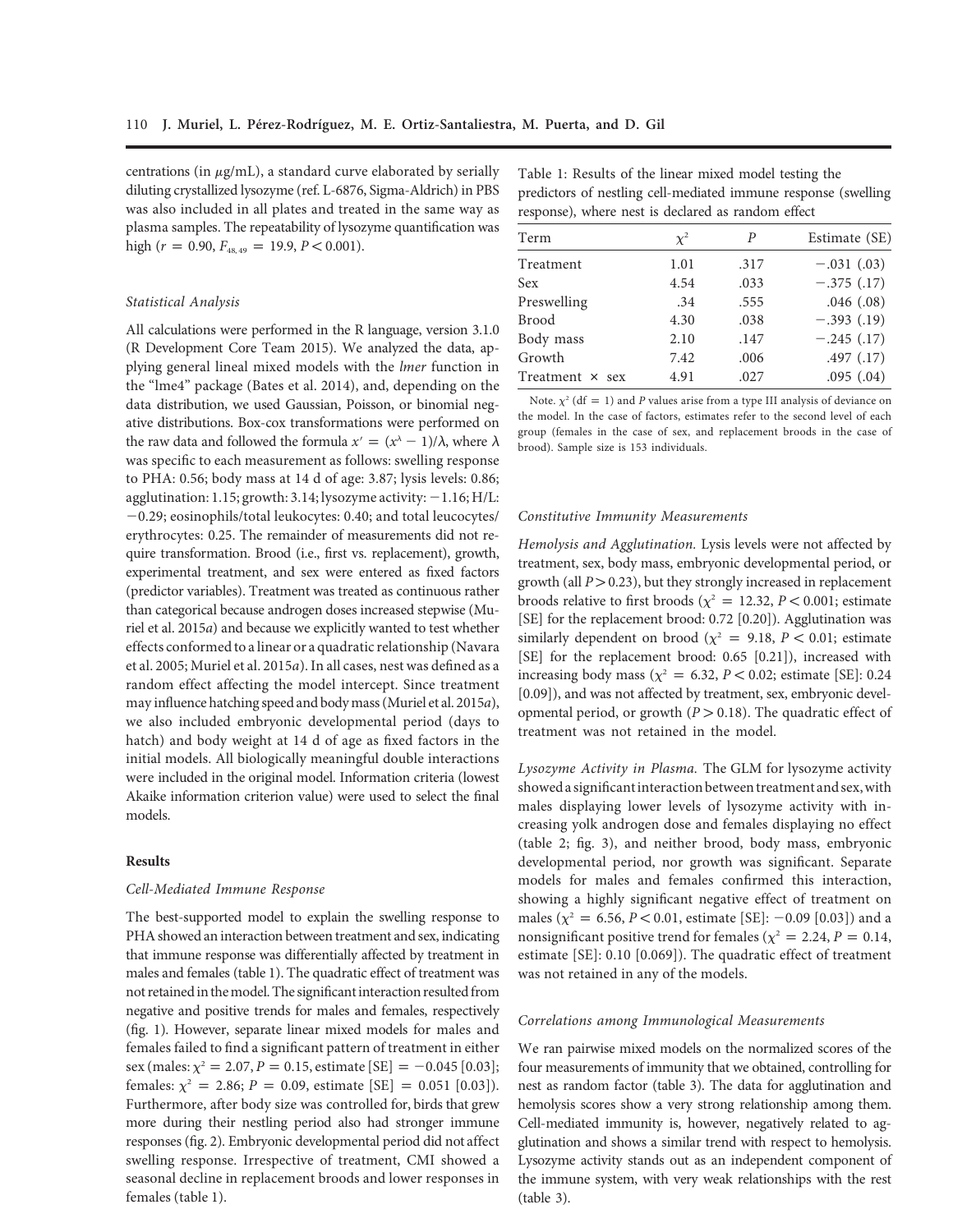centrations (in μg/mL), a standard curve elaborated by serially diluting crystallized lysozyme (ref. L-6876, Sigma-Aldrich) in PBS was also included in all plates and treated in the same way as plasma samples. The repeatability of lysozyme quantification was high ($r = 0.90$, $F_{48, 49} = 19.9$, $P < 0.001$).

### *Statistical Analysis*

All calculations were performed in the R language, version 3.1.0 (R Development Core Team 2015). We analyzed the data, applying general lineal mixed models with the *lmer* function in the "lme4" package (Bates et al. 2014), and, depending on the data distribution, we used Gaussian, Poisson, or binomial negative distributions. Box-cox transformations were performed on the raw data and followed the formula $x' = (x^{\lambda} - 1)/\lambda$, where λ was specific to each measurement as follows: swelling response to PHA: 0.56; body mass at 14 d of age: 3.87; lysis levels: 0.86; agglutination: 1.15; growth: 3.14; lysozyme activity: −1.16; H/L: −0.29; eosinophils/total leukocytes: 0.40; and total leucocytes/erythrocytes: 0.25. The remainder of measurements did not require transformation. Brood (i.e., first vs. replacement), growth, experimental treatment, and sex were entered as fixed factors (predictor variables). Treatment was treated as continuous rather than categorical because androgen doses increased stepwise (Muriel et al. 2015*a*) and because we explicitly wanted to test whether effects conformed to a linear or a quadratic relationship (Navara et al. 2005; Muriel et al. 2015*a*). In all cases, nest was defined as a random effect affecting the model intercept. Since treatment may influence hatching speed and body mass (Muriel et al. 2015*a*), we also included embryonic developmental period (days to hatch) and body weight at 14 d of age as fixed factors in the initial models. All biologically meaningful double interactions were included in the original model. Information criteria (lowest Akaike information criterion value) were used to select the final models.

## Results

### *Cell-Mediated Immune Response*

The best-supported model to explain the swelling response to PHA showed an interaction between treatment and sex, indicating that immune response was differentially affected by treatment in males and females (table 1). The quadratic effect of treatment was not retained in the model. The significant interaction resulted from negative and positive trends for males and females, respectively (fig. 1). However, separate linear mixed models for males and females failed to find a significant pattern of treatment in either sex (males: $\chi^2 = 2.07$, $P = 0.15$, estimate [SE] = −0.045 [0.03]; females: $\chi^2 = 2.86$; $P = 0.09$, estimate [SE] = 0.051 [0.03]). Furthermore, after body size was controlled for, birds that grew more during their nestling period also had stronger immune responses (fig. 2). Embryonic developmental period did not affect swelling response. Irrespective of treatment, CMI showed a seasonal decline in replacement broods and lower responses in females (table 1).

Table 1: Results of the linear mixed model testing the predictors of nestling cell-mediated immune response (swelling response), where nest is declared as random effect

| Term | $\chi^2$ | $P$ | Estimate (SE) |
|---|---|---|---|
| Treatment | 1.01 | .317 | −.031 (.03) |
| Sex | 4.54 | .033 | −.375 (.17) |
| Preswelling | .34 | .555 | .046 (.08) |
| Brood | 4.30 | .038 | −.393 (.19) |
| Body mass | 2.10 | .147 | −.245 (.17) |
| Growth | 7.42 | .006 | .497 (.17) |
| Treatment × sex | 4.91 | .027 | .095 (.04) |

Note. $\chi^2$ (df = 1) and $P$ values arise from a type III analysis of deviance on the model. In the case of factors, estimates refer to the second level of each group (females in the case of sex, and replacement broods in the case of brood). Sample size is 153 individuals.

### *Constitutive Immunity Measurements*

*Hemolysis and Agglutination.* Lysis levels were not affected by treatment, sex, body mass, embryonic developmental period, or growth (all $P > 0.23$), but they strongly increased in replacement broods relative to first broods ($\chi^2 = 12.32$, $P < 0.001$; estimate [SE] for the replacement brood: 0.72 [0.20]). Agglutination was similarly dependent on brood ($\chi^2 = 9.18$, $P < 0.01$; estimate [SE] for the replacement brood: 0.65 [0.21]), increased with increasing body mass ($\chi^2 = 6.32$, $P < 0.02$; estimate [SE]: 0.24 [0.09]), and was not affected by treatment, sex, embryonic developmental period, or growth ($P > 0.18$). The quadratic effect of treatment was not retained in the model.

*Lysozyme Activity in Plasma.* The GLM for lysozyme activity showed a significant interaction between treatment and sex, with males displaying lower levels of lysozyme activity with increasing yolk androgen dose and females displaying no effect (table 2; fig. 3), and neither brood, body mass, embryonic developmental period, nor growth was significant. Separate models for males and females confirmed this interaction, showing a highly significant negative effect of treatment on males ($\chi^2 = 6.56$, $P < 0.01$, estimate [SE]: −0.09 [0.03]) and a nonsignificant positive trend for females ($\chi^2 = 2.24$, $P = 0.14$, estimate [SE]: 0.10 [0.069]). The quadratic effect of treatment was not retained in any of the models.

### *Correlations among Immunological Measurements*

We ran pairwise mixed models on the normalized scores of the four measurements of immunity that we obtained, controlling for nest as random factor (table 3). The data for agglutination and hemolysis scores show a very strong relationship among them. Cell-mediated immunity is, however, negatively related to agglutination and shows a similar trend with respect to hemolysis. Lysozyme activity stands out as an independent component of the immune system, with very weak relationships with the rest (table 3).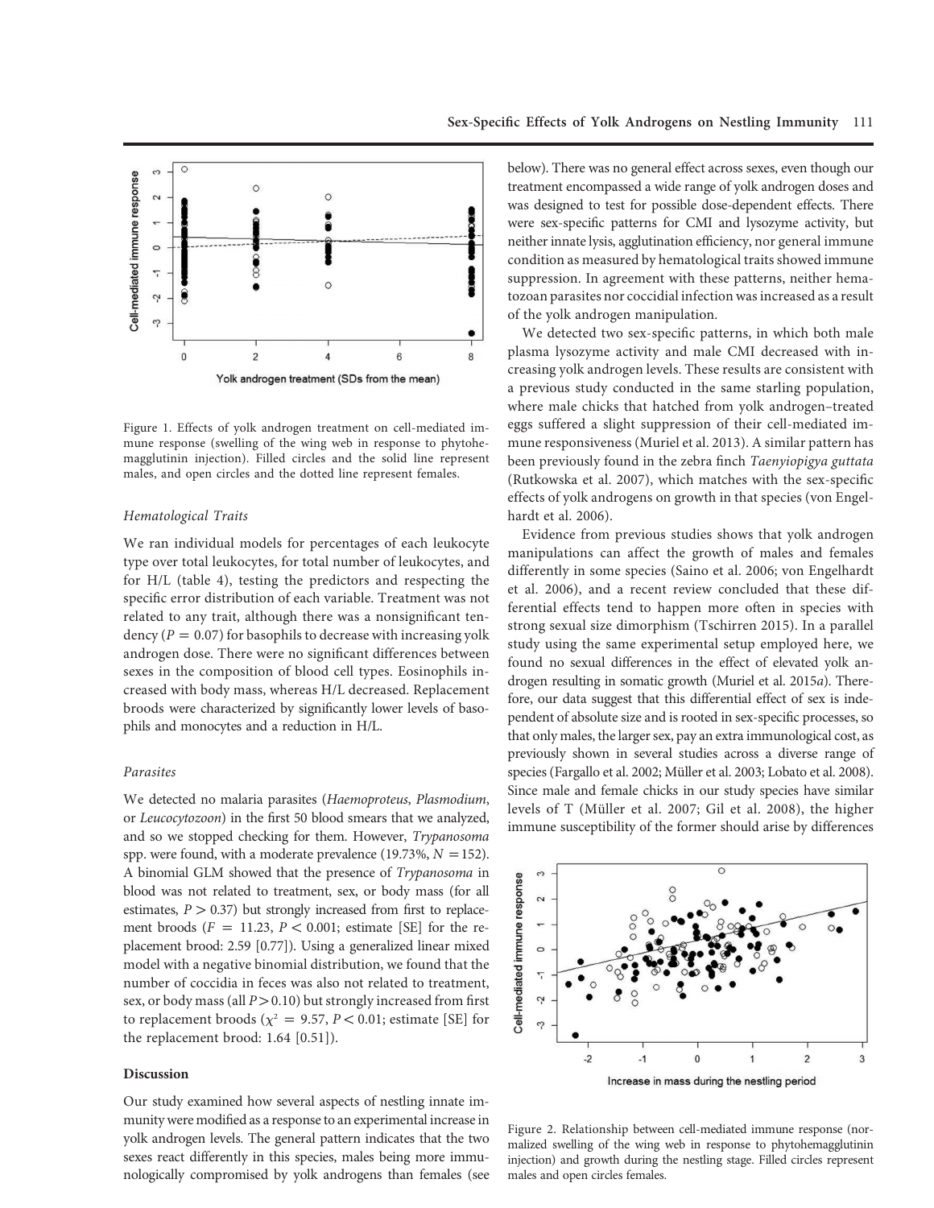Figure 1. Effects of yolk androgen treatment on cell-mediated immune response (swelling of the wing web in response to phytohemagglutinin injection). Filled circles and the solid line represent males, and open circles and the dotted line represent females.

### Hematological Traits

We ran individual models for percentages of each leukocyte type over total leukocytes, for total number of leukocytes, and for H/L (table 4), testing the predictors and respecting the specific error distribution of each variable. Treatment was not related to any trait, although there was a nonsignificant tendency ($P = 0.07$) for basophils to decrease with increasing yolk androgen dose. There were no significant differences between sexes in the composition of blood cell types. Eosinophils increased with body mass, whereas H/L decreased. Replacement broods were characterized by significantly lower levels of basophils and monocytes and a reduction in H/L.

### Parasites

We detected no malaria parasites (*Haemoproteus*, *Plasmodium*, or *Leucocytozoon*) in the first 50 blood smears that we analyzed, and so we stopped checking for them. However, *Trypanosoma* spp. were found, with a moderate prevalence (19.73%, $N = 152$). A binomial GLM showed that the presence of *Trypanosoma* in blood was not related to treatment, sex, or body mass (for all estimates, $P > 0.37$) but strongly increased from first to replacement broods ($F = 11.23$, $P < 0.001$; estimate [SE] for the replacement brood: 2.59 [0.77]). Using a generalized linear mixed model with a negative binomial distribution, we found that the number of coccidia in feces was also not related to treatment, sex, or body mass (all $P > 0.10$) but strongly increased from first to replacement broods ($\chi^2 = 9.57$, $P < 0.01$; estimate [SE] for the replacement brood: 1.64 [0.51]).

## Discussion

Our study examined how several aspects of nestling innate immunity were modified as a response to an experimental increase in yolk androgen levels. The general pattern indicates that the two sexes react differently in this species, males being more immunologically compromised by yolk androgens than females (see below). There was no general effect across sexes, even though our treatment encompassed a wide range of yolk androgen doses and was designed to test for possible dose-dependent effects. There were sex-specific patterns for CMI and lysozyme activity, but neither innate lysis, agglutination efficiency, nor general immune condition as measured by hematological traits showed immune suppression. In agreement with these patterns, neither hematozoan parasites nor coccidial infection was increased as a result of the yolk androgen manipulation.

We detected two sex-specific patterns, in which both male plasma lysozyme activity and male CMI decreased with increasing yolk androgen levels. These results are consistent with a previous study conducted in the same starling population, where male chicks that hatched from yolk androgen–treated eggs suffered a slight suppression of their cell-mediated immune responsiveness (Muriel et al. 2013). A similar pattern has been previously found in the zebra finch *Taenyiopigya guttata* (Rutkowska et al. 2007), which matches with the sex-specific effects of yolk androgens on growth in that species (von Engelhardt et al. 2006).

Evidence from previous studies shows that yolk androgen manipulations can affect the growth of males and females differently in some species (Saino et al. 2006; von Engelhardt et al. 2006), and a recent review concluded that these differential effects tend to happen more often in species with strong sexual size dimorphism (Tschirren 2015). In a parallel study using the same experimental setup employed here, we found no sexual differences in the effect of elevated yolk androgen resulting in somatic growth (Muriel et al. 2015*a*). Therefore, our data suggest that this differential effect of sex is independent of absolute size and is rooted in sex-specific processes, so that only males, the larger sex, pay an extra immunological cost, as previously shown in several studies across a diverse range of species (Fargallo et al. 2002; Müller et al. 2003; Lobato et al. 2008). Since male and female chicks in our study species have similar levels of T (Müller et al. 2007; Gil et al. 2008), the higher immune susceptibility of the former should arise by differences

Figure 2. Relationship between cell-mediated immune response (normalized swelling of the wing web in response to phytohemagglutinin injection) and growth during the nestling stage. Filled circles represent males and open circles females.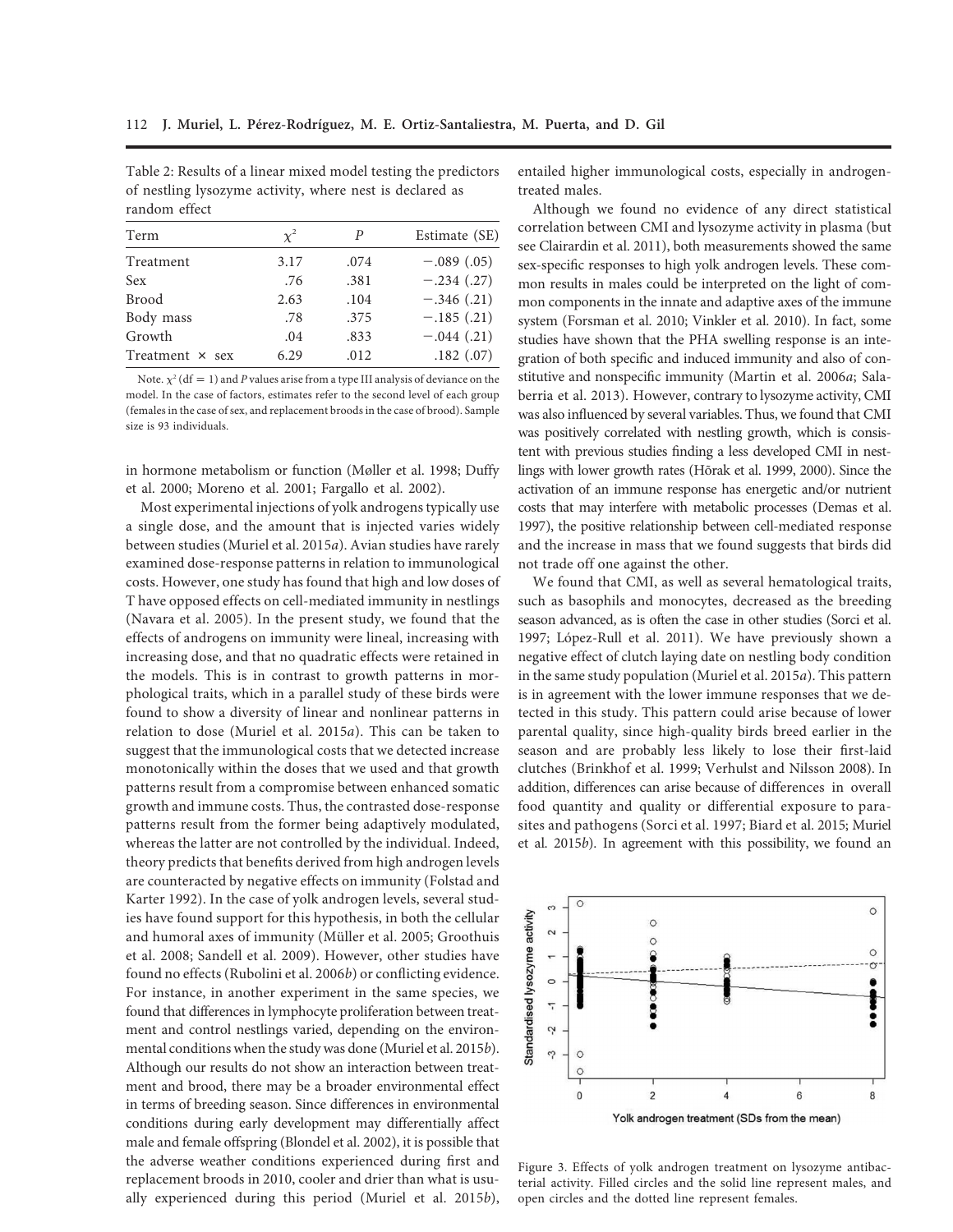Table 2: Results of a linear mixed model testing the predictors of nestling lysozyme activity, where nest is declared as random effect

| Term | $\chi^2$ | $P$ | Estimate (SE) |
| --- | --- | --- | --- |
| Treatment | 3.17 | .074 | −.089 (.05) |
| Sex | .76 | .381 | −.234 (.27) |
| Brood | 2.63 | .104 | −.346 (.21) |
| Body mass | .78 | .375 | −.185 (.21) |
| Growth | .04 | .833 | −.044 (.21) |
| Treatment × sex | 6.29 | .012 | .182 (.07) |

Note. $\chi^2$ (df = 1) and $P$ values arise from a type III analysis of deviance on the model. In the case of factors, estimates refer to the second level of each group (females in the case of sex, and replacement broods in the case of brood). Sample size is 93 individuals.

in hormone metabolism or function (Møller et al. 1998; Duffy et al. 2000; Moreno et al. 2001; Fargallo et al. 2002).

Most experimental injections of yolk androgens typically use a single dose, and the amount that is injected varies widely between studies (Muriel et al. 2015*a*). Avian studies have rarely examined dose-response patterns in relation to immunological costs. However, one study has found that high and low doses of T have opposed effects on cell-mediated immunity in nestlings (Navara et al. 2005). In the present study, we found that the effects of androgens on immunity were lineal, increasing with increasing dose, and that no quadratic effects were retained in the models. This is in contrast to growth patterns in morphological traits, which in a parallel study of these birds were found to show a diversity of linear and nonlinear patterns in relation to dose (Muriel et al. 2015*a*). This can be taken to suggest that the immunological costs that we detected increase monotonically within the doses that we used and that growth patterns result from a compromise between enhanced somatic growth and immune costs. Thus, the contrasted dose-response patterns result from the former being adaptively modulated, whereas the latter are not controlled by the individual. Indeed, theory predicts that benefits derived from high androgen levels are counteracted by negative effects on immunity (Folstad and Karter 1992). In the case of yolk androgen levels, several studies have found support for this hypothesis, in both the cellular and humoral axes of immunity (Müller et al. 2005; Groothuis et al. 2008; Sandell et al. 2009). However, other studies have found no effects (Rubolini et al. 2006*b*) or conflicting evidence. For instance, in another experiment in the same species, we found that differences in lymphocyte proliferation between treatment and control nestlings varied, depending on the environmental conditions when the study was done (Muriel et al. 2015*b*). Although our results do not show an interaction between treatment and brood, there may be a broader environmental effect in terms of breeding season. Since differences in environmental conditions during early development may differentially affect male and female offspring (Blondel et al. 2002), it is possible that the adverse weather conditions experienced during first and replacement broods in 2010, cooler and drier than what is usually experienced during this period (Muriel et al. 2015*b*), entailed higher immunological costs, especially in androgen-treated males.

Although we found no evidence of any direct statistical correlation between CMI and lysozyme activity in plasma (but see Clairardin et al. 2011), both measurements showed the same sex-specific responses to high yolk androgen levels. These common results in males could be interpreted on the light of common components in the innate and adaptive axes of the immune system (Forsman et al. 2010; Vinkler et al. 2010). In fact, some studies have shown that the PHA swelling response is an integration of both specific and induced immunity and also of constitutive and nonspecific immunity (Martin et al. 2006*a*; Salaberria et al. 2013). However, contrary to lysozyme activity, CMI was also influenced by several variables. Thus, we found that CMI was positively correlated with nestling growth, which is consistent with previous studies finding a less developed CMI in nestlings with lower growth rates (Hõrak et al. 1999, 2000). Since the activation of an immune response has energetic and/or nutrient costs that may interfere with metabolic processes (Demas et al. 1997), the positive relationship between cell-mediated response and the increase in mass that we found suggests that birds did not trade off one against the other.

We found that CMI, as well as several hematological traits, such as basophils and monocytes, decreased as the breeding season advanced, as is often the case in other studies (Sorci et al. 1997; López-Rull et al. 2011). We have previously shown a negative effect of clutch laying date on nestling body condition in the same study population (Muriel et al. 2015*a*). This pattern is in agreement with the lower immune responses that we detected in this study. This pattern could arise because of lower parental quality, since high-quality birds breed earlier in the season and are probably less likely to lose their first-laid clutches (Brinkhof et al. 1999; Verhulst and Nilsson 2008). In addition, differences can arise because of differences in overall food quantity and quality or differential exposure to parasites and pathogens (Sorci et al. 1997; Biard et al. 2015; Muriel et al. 2015*b*). In agreement with this possibility, we found an

Figure 3. Effects of yolk androgen treatment on lysozyme antibacterial activity. Filled circles and the solid line represent males, and open circles and the dotted line represent females.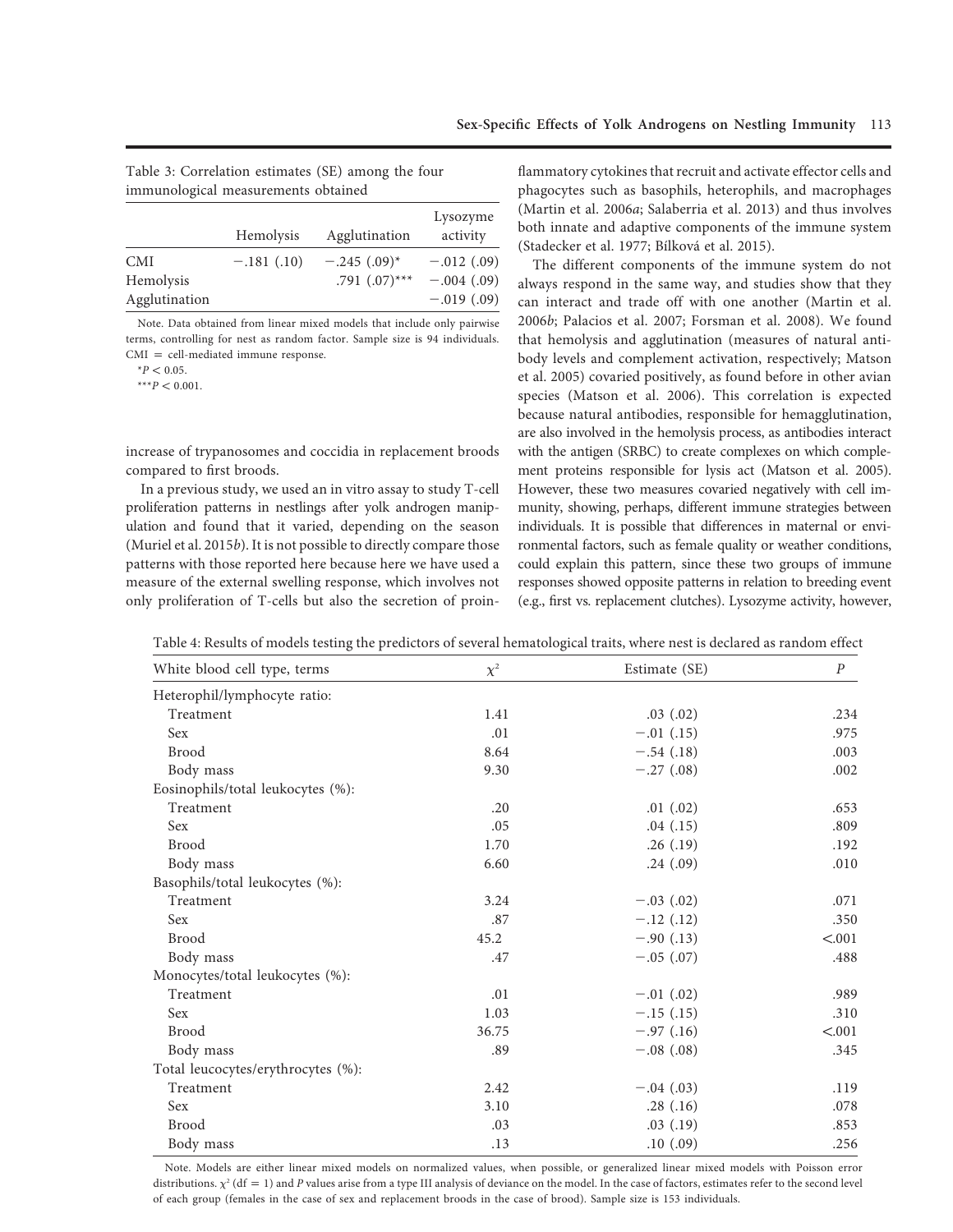Table 3: Correlation estimates (SE) among the four immunological measurements obtained

| | Hemolysis | Agglutination | Lysozyme activity |
|---|---|---|---|
| CMI | −.181 (.10) | −.245 (.09)* | −.012 (.09) |
| Hemolysis | | .791 (.07)*** | −.004 (.09) |
| Agglutination | | | −.019 (.09) |

Note. Data obtained from linear mixed models that include only pairwise terms, controlling for nest as random factor. Sample size is 94 individuals. CMI = cell-mediated immune response.

*$P < 0.05$.

***$P < 0.001$.

increase of trypanosomes and coccidia in replacement broods compared to first broods.

In a previous study, we used an in vitro assay to study T-cell proliferation patterns in nestlings after yolk androgen manipulation and found that it varied, depending on the season (Muriel et al. 2015*b*). It is not possible to directly compare those patterns with those reported here because here we have used a measure of the external swelling response, which involves not only proliferation of T-cells but also the secretion of proinflammatory cytokines that recruit and activate effector cells and phagocytes such as basophils, heterophils, and macrophages (Martin et al. 2006*a*; Salaberria et al. 2013) and thus involves both innate and adaptive components of the immune system (Stadecker et al. 1977; Bílková et al. 2015).

The different components of the immune system do not always respond in the same way, and studies show that they can interact and trade off with one another (Martin et al. 2006*b*; Palacios et al. 2007; Forsman et al. 2008). We found that hemolysis and agglutination (measures of natural antibody levels and complement activation, respectively; Matson et al. 2005) covaried positively, as found before in other avian species (Matson et al. 2006). This correlation is expected because natural antibodies, responsible for hemagglutination, are also involved in the hemolysis process, as antibodies interact with the antigen (SRBC) to create complexes on which complement proteins responsible for lysis act (Matson et al. 2005). However, these two measures covaried negatively with cell immunity, showing, perhaps, different immune strategies between individuals. It is possible that differences in maternal or environmental factors, such as female quality or weather conditions, could explain this pattern, since these two groups of immune responses showed opposite patterns in relation to breeding event (e.g., first vs. replacement clutches). Lysozyme activity, however,

Table 4: Results of models testing the predictors of several hematological traits, where nest is declared as random effect

| White blood cell type, terms | $\chi^2$ | Estimate (SE) | $P$ |
|---|---|---|---|
| Heterophil/lymphocyte ratio: | | | |
| Treatment | 1.41 | .03 (.02) | .234 |
| Sex | .01 | −.01 (.15) | .975 |
| Brood | 8.64 | −.54 (.18) | .003 |
| Body mass | 9.30 | −.27 (.08) | .002 |
| Eosinophils/total leukocytes (%): | | | |
| Treatment | .20 | .01 (.02) | .653 |
| Sex | .05 | .04 (.15) | .809 |
| Brood | 1.70 | .26 (.19) | .192 |
| Body mass | 6.60 | .24 (.09) | .010 |
| Basophils/total leukocytes (%): | | | |
| Treatment | 3.24 | −.03 (.02) | .071 |
| Sex | .87 | −.12 (.12) | .350 |
| Brood | 45.2 | −.90 (.13) | <.001 |
| Body mass | .47 | −.05 (.07) | .488 |
| Monocytes/total leukocytes (%): | | | |
| Treatment | .01 | −.01 (.02) | .989 |
| Sex | 1.03 | −.15 (.15) | .310 |
| Brood | 36.75 | −.97 (.16) | <.001 |
| Body mass | .89 | −.08 (.08) | .345 |
| Total leucocytes/erythrocytes (%): | | | |
| Treatment | 2.42 | −.04 (.03) | .119 |
| Sex | 3.10 | .28 (.16) | .078 |
| Brood | .03 | .03 (.19) | .853 |
| Body mass | .13 | .10 (.09) | .256 |

Note. Models are either linear mixed models on normalized values, when possible, or generalized linear mixed models with Poisson error distributions. $\chi^2$ (df = 1) and $P$ values arise from a type III analysis of deviance on the model. In the case of factors, estimates refer to the second level of each group (females in the case of sex and replacement broods in the case of brood). Sample size is 153 individuals.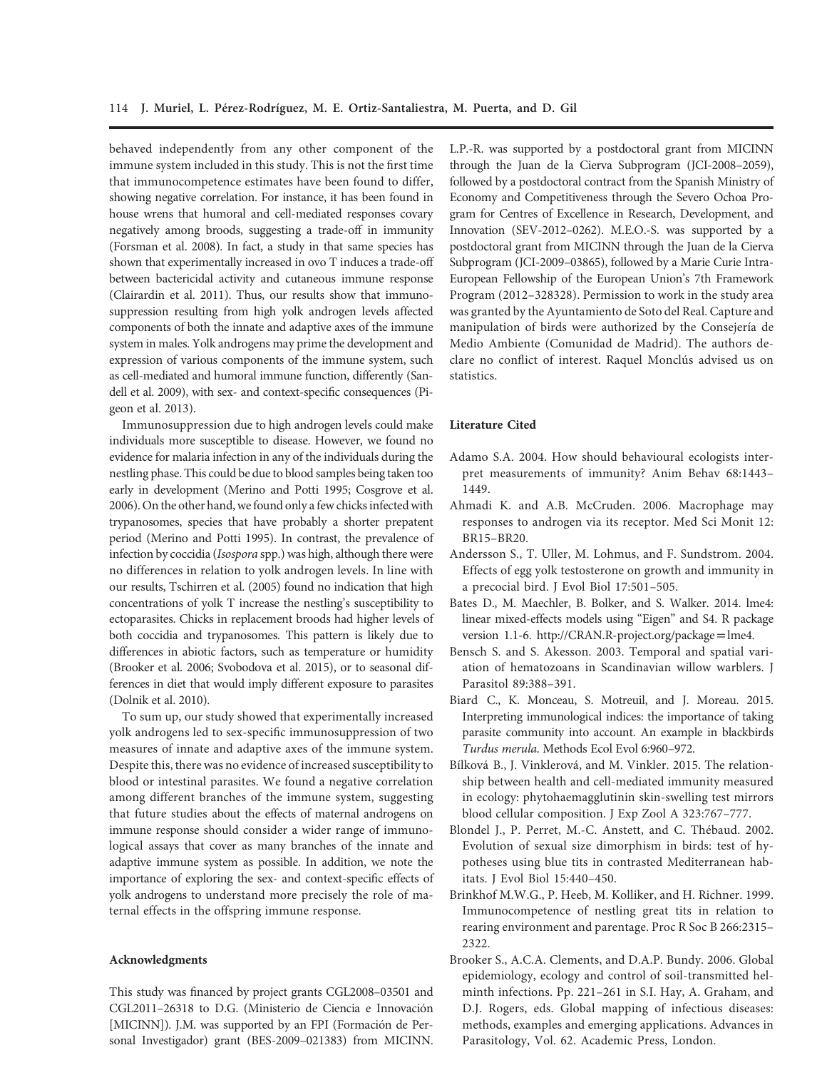behaved independently from any other component of the immune system included in this study. This is not the first time that immunocompetence estimates have been found to differ, showing negative correlation. For instance, it has been found in house wrens that humoral and cell-mediated responses covary negatively among broods, suggesting a trade-off in immunity (Forsman et al. 2008). In fact, a study in that same species has shown that experimentally increased in ovo T induces a trade-off between bactericidal activity and cutaneous immune response (Clairardin et al. 2011). Thus, our results show that immunosuppression resulting from high yolk androgen levels affected components of both the innate and adaptive axes of the immune system in males. Yolk androgens may prime the development and expression of various components of the immune system, such as cell-mediated and humoral immune function, differently (Sandell et al. 2009), with sex- and context-specific consequences (Pigeon et al. 2013).

Immunosuppression due to high androgen levels could make individuals more susceptible to disease. However, we found no evidence for malaria infection in any of the individuals during the nestling phase. This could be due to blood samples being taken too early in development (Merino and Potti 1995; Cosgrove et al. 2006). On the other hand, we found only a few chicks infected with trypanosomes, species that have probably a shorter prepatent period (Merino and Potti 1995). In contrast, the prevalence of infection by coccidia (*Isospora* spp.) was high, although there were no differences in relation to yolk androgen levels. In line with our results, Tschirren et al. (2005) found no indication that high concentrations of yolk T increase the nestling's susceptibility to ectoparasites. Chicks in replacement broods had higher levels of both coccidia and trypanosomes. This pattern is likely due to differences in abiotic factors, such as temperature or humidity (Brooker et al. 2006; Svobodova et al. 2015), or to seasonal differences in diet that would imply different exposure to parasites (Dolnik et al. 2010).

To sum up, our study showed that experimentally increased yolk androgens led to sex-specific immunosuppression of two measures of innate and adaptive axes of the immune system. Despite this, there was no evidence of increased susceptibility to blood or intestinal parasites. We found a negative correlation among different branches of the immune system, suggesting that future studies about the effects of maternal androgens on immune response should consider a wider range of immunological assays that cover as many branches of the innate and adaptive immune system as possible. In addition, we note the importance of exploring the sex- and context-specific effects of yolk androgens to understand more precisely the role of maternal effects in the offspring immune response.

## Acknowledgments

This study was financed by project grants CGL2008–03501 and CGL2011–26318 to D.G. (Ministerio de Ciencia e Innovación [MICINN]). J.M. was supported by an FPI (Formación de Personal Investigador) grant (BES-2009–021383) from MICINN. L.P.-R. was supported by a postdoctoral grant from MICINN through the Juan de la Cierva Subprogram (JCI-2008–2059), followed by a postdoctoral contract from the Spanish Ministry of Economy and Competitiveness through the Severo Ochoa Program for Centres of Excellence in Research, Development, and Innovation (SEV-2012–0262). M.E.O.-S. was supported by a postdoctoral grant from MICINN through the Juan de la Cierva Subprogram (JCI-2009–03865), followed by a Marie Curie Intra-European Fellowship of the European Union's 7th Framework Program (2012–328328). Permission to work in the study area was granted by the Ayuntamiento de Soto del Real. Capture and manipulation of birds were authorized by the Consejería de Medio Ambiente (Comunidad de Madrid). The authors declare no conflict of interest. Raquel Monclús advised us on statistics.

## Literature Cited

Adamo S.A. 2004. How should behavioural ecologists interpret measurements of immunity? Anim Behav 68:1443–1449.

Ahmadi K. and A.B. McCruden. 2006. Macrophage may responses to androgen via its receptor. Med Sci Monit 12: BR15–BR20.

Andersson S., T. Uller, M. Lohmus, and F. Sundstrom. 2004. Effects of egg yolk testosterone on growth and immunity in a precocial bird. J Evol Biol 17:501–505.

Bates D., M. Maechler, B. Bolker, and S. Walker. 2014. lme4: linear mixed-effects models using "Eigen" and S4. R package version 1.1-6. http://CRAN.R-project.org/package=lme4.

Bensch S. and S. Akesson. 2003. Temporal and spatial variation of hematozoans in Scandinavian willow warblers. J Parasitol 89:388–391.

Biard C., K. Monceau, S. Motreuil, and J. Moreau. 2015. Interpreting immunological indices: the importance of taking parasite community into account. An example in blackbirds *Turdus merula*. Methods Ecol Evol 6:960–972.

Bílková B., J. Vinklerová, and M. Vinkler. 2015. The relationship between health and cell-mediated immunity measured in ecology: phytohaemagglutinin skin-swelling test mirrors blood cellular composition. J Exp Zool A 323:767–777.

Blondel J., P. Perret, M.-C. Anstett, and C. Thébaud. 2002. Evolution of sexual size dimorphism in birds: test of hypotheses using blue tits in contrasted Mediterranean habitats. J Evol Biol 15:440–450.

Brinkhof M.W.G., P. Heeb, M. Kolliker, and H. Richner. 1999. Immunocompetence of nestling great tits in relation to rearing environment and parentage. Proc R Soc B 266:2315–2322.

Brooker S., A.C.A. Clements, and D.A.P. Bundy. 2006. Global epidemiology, ecology and control of soil-transmitted helminth infections. Pp. 221–261 in S.I. Hay, A. Graham, and D.J. Rogers, eds. Global mapping of infectious diseases: methods, examples and emerging applications. Advances in Parasitology, Vol. 62. Academic Press, London.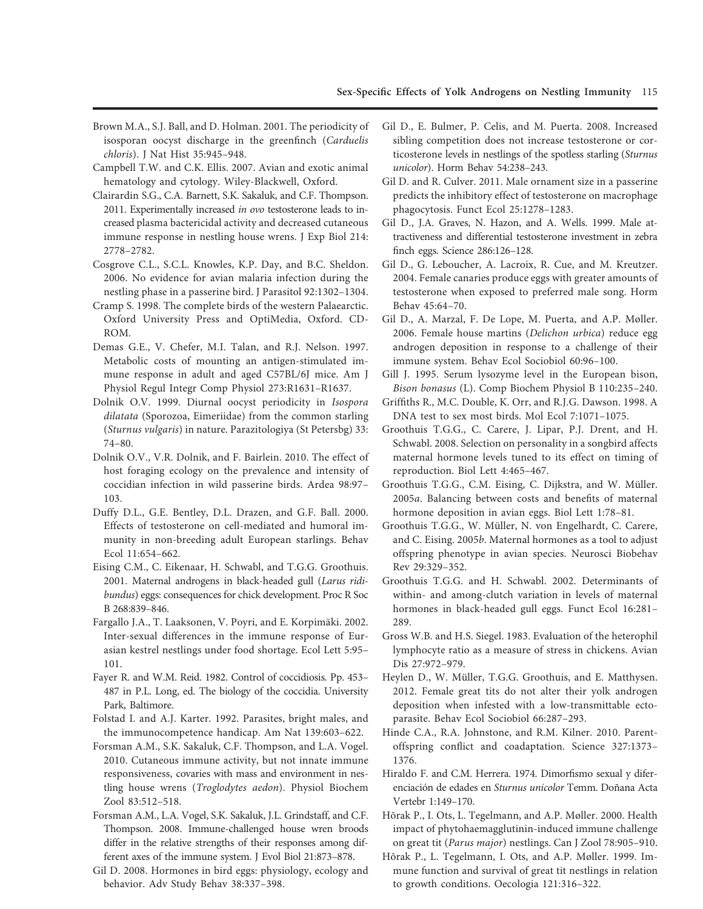Brown M.A., S.J. Ball, and D. Holman. 2001. The periodicity of isosporan oocyst discharge in the greenfinch (*Carduelis chloris*). J Nat Hist 35:945–948.

Campbell T.W. and C.K. Ellis. 2007. Avian and exotic animal hematology and cytology. Wiley-Blackwell, Oxford.

Clairardin S.G., C.A. Barnett, S.K. Sakaluk, and C.F. Thompson. 2011. Experimentally increased *in ovo* testosterone leads to increased plasma bactericidal activity and decreased cutaneous immune response in nestling house wrens. J Exp Biol 214: 2778–2782.

Cosgrove C.L., S.C.L. Knowles, K.P. Day, and B.C. Sheldon. 2006. No evidence for avian malaria infection during the nestling phase in a passerine bird. J Parasitol 92:1302–1304.

Cramp S. 1998. The complete birds of the western Palaearctic. Oxford University Press and OptiMedia, Oxford. CD-ROM.

Demas G.E., V. Chefer, M.I. Talan, and R.J. Nelson. 1997. Metabolic costs of mounting an antigen-stimulated immune response in adult and aged C57BL/6J mice. Am J Physiol Regul Integr Comp Physiol 273:R1631–R1637.

Dolnik O.V. 1999. Diurnal oocyst periodicity in *Isospora dilatata* (Sporozoa, Eimeriidae) from the common starling (*Sturnus vulgaris*) in nature. Parazitologiya (St Petersbg) 33: 74–80.

Dolnik O.V., V.R. Dolnik, and F. Bairlein. 2010. The effect of host foraging ecology on the prevalence and intensity of coccidian infection in wild passerine birds. Ardea 98:97–103.

Duffy D.L., G.E. Bentley, D.L. Drazen, and G.F. Ball. 2000. Effects of testosterone on cell-mediated and humoral immunity in non-breeding adult European starlings. Behav Ecol 11:654–662.

Eising C.M., C. Eikenaar, H. Schwabl, and T.G.G. Groothuis. 2001. Maternal androgens in black-headed gull (*Larus ridibundus*) eggs: consequences for chick development. Proc R Soc B 268:839–846.

Fargallo J.A., T. Laaksonen, V. Poyri, and E. Korpimäki. 2002. Inter-sexual differences in the immune response of Eurasian kestrel nestlings under food shortage. Ecol Lett 5:95–101.

Fayer R. and W.M. Reid. 1982. Control of coccidiosis. Pp. 453–487 in P.L. Long, ed. The biology of the coccidia. University Park, Baltimore.

Folstad I. and A.J. Karter. 1992. Parasites, bright males, and the immunocompetence handicap. Am Nat 139:603–622.

Forsman A.M., S.K. Sakaluk, C.F. Thompson, and L.A. Vogel. 2010. Cutaneous immune activity, but not innate immune responsiveness, covaries with mass and environment in nestling house wrens (*Troglodytes aedon*). Physiol Biochem Zool 83:512–518.

Forsman A.M., L.A. Vogel, S.K. Sakaluk, J.L. Grindstaff, and C.F. Thompson. 2008. Immune-challenged house wren broods differ in the relative strengths of their responses among different axes of the immune system. J Evol Biol 21:873–878.

Gil D. 2008. Hormones in bird eggs: physiology, ecology and behavior. Adv Study Behav 38:337–398.

Gil D., E. Bulmer, P. Celis, and M. Puerta. 2008. Increased sibling competition does not increase testosterone or corticosterone levels in nestlings of the spotless starling (*Sturnus unicolor*). Horm Behav 54:238–243.

Gil D. and R. Culver. 2011. Male ornament size in a passerine predicts the inhibitory effect of testosterone on macrophage phagocytosis. Funct Ecol 25:1278–1283.

Gil D., J.A. Graves, N. Hazon, and A. Wells. 1999. Male attractiveness and differential testosterone investment in zebra finch eggs. Science 286:126–128.

Gil D., G. Leboucher, A. Lacroix, R. Cue, and M. Kreutzer. 2004. Female canaries produce eggs with greater amounts of testosterone when exposed to preferred male song. Horm Behav 45:64–70.

Gil D., A. Marzal, F. De Lope, M. Puerta, and A.P. Møller. 2006. Female house martins (*Delichon urbica*) reduce egg androgen deposition in response to a challenge of their immune system. Behav Ecol Sociobiol 60:96–100.

Gill J. 1995. Serum lysozyme level in the European bison, *Bison bonasus* (L). Comp Biochem Physiol B 110:235–240.

Griffiths R., M.C. Double, K. Orr, and R.J.G. Dawson. 1998. A DNA test to sex most birds. Mol Ecol 7:1071–1075.

Groothuis T.G.G., C. Carere, J. Lipar, P.J. Drent, and H. Schwabl. 2008. Selection on personality in a songbird affects maternal hormone levels tuned to its effect on timing of reproduction. Biol Lett 4:465–467.

Groothuis T.G.G., C.M. Eising, C. Dijkstra, and W. Müller. 2005*a*. Balancing between costs and benefits of maternal hormone deposition in avian eggs. Biol Lett 1:78–81.

Groothuis T.G.G., W. Müller, N. von Engelhardt, C. Carere, and C. Eising. 2005*b*. Maternal hormones as a tool to adjust offspring phenotype in avian species. Neurosci Biobehav Rev 29:329–352.

Groothuis T.G.G. and H. Schwabl. 2002. Determinants of within- and among-clutch variation in levels of maternal hormones in black-headed gull eggs. Funct Ecol 16:281–289.

Gross W.B. and H.S. Siegel. 1983. Evaluation of the heterophil lymphocyte ratio as a measure of stress in chickens. Avian Dis 27:972–979.

Heylen D., W. Müller, T.G.G. Groothuis, and E. Matthysen. 2012. Female great tits do not alter their yolk androgen deposition when infested with a low-transmittable ectoparasite. Behav Ecol Sociobiol 66:287–293.

Hinde C.A., R.A. Johnstone, and R.M. Kilner. 2010. Parent-offspring conflict and coadaptation. Science 327:1373–1376.

Hiraldo F. and C.M. Herrera. 1974. Dimorfismo sexual y diferenciación de edades en *Sturnus unicolor* Temm. Doñana Acta Vertebr 1:149–170.

Hõrak P., I. Ots, L. Tegelmann, and A.P. Møller. 2000. Health impact of phytohaemagglutinin-induced immune challenge on great tit (*Parus major*) nestlings. Can J Zool 78:905–910.

Hõrak P., L. Tegelmann, I. Ots, and A.P. Møller. 1999. Immune function and survival of great tit nestlings in relation to growth conditions. Oecologia 121:316–322.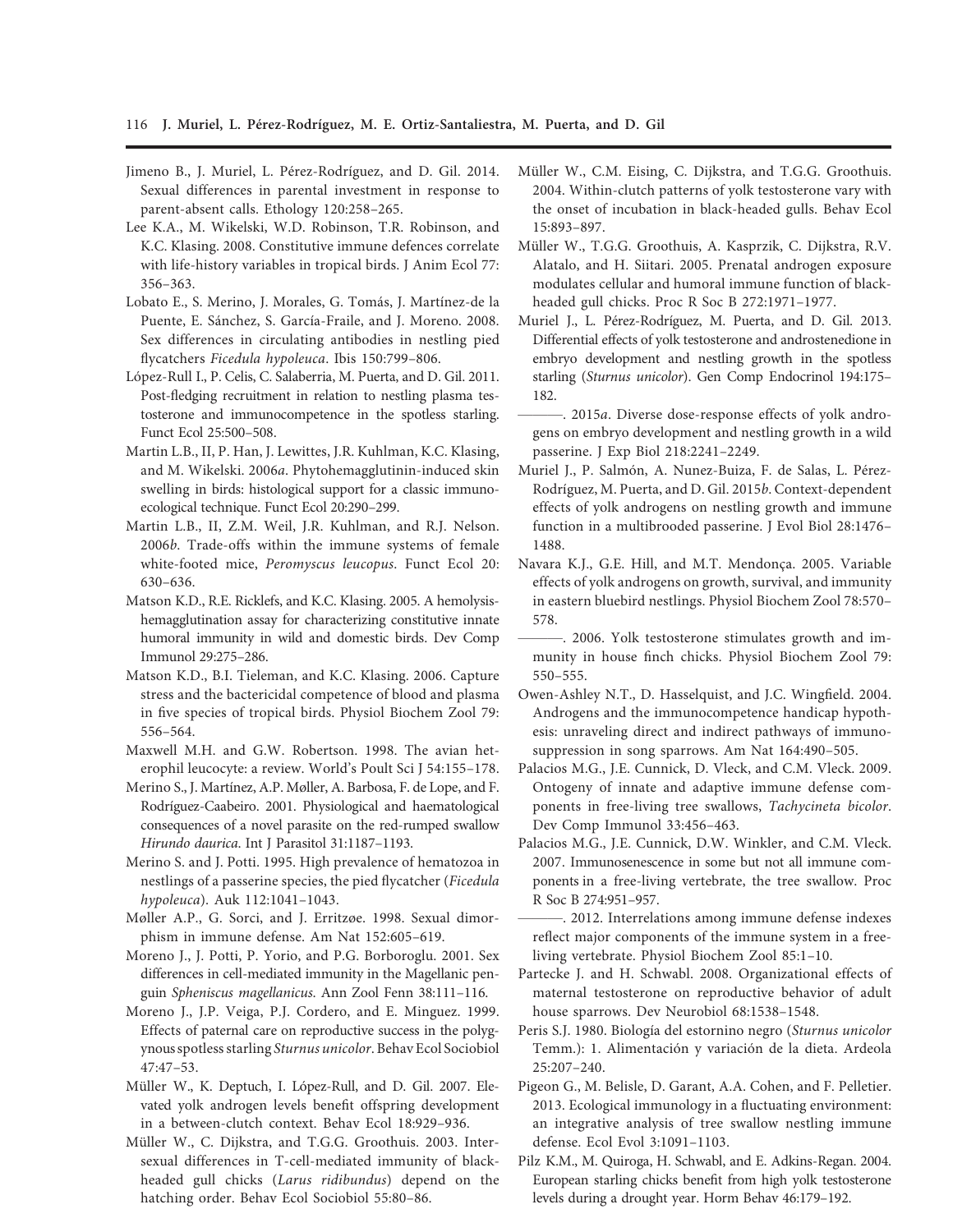Jimeno B., J. Muriel, L. Pérez-Rodríguez, and D. Gil. 2014. Sexual differences in parental investment in response to parent-absent calls. Ethology 120:258–265.

Lee K.A., M. Wikelski, W.D. Robinson, T.R. Robinson, and K.C. Klasing. 2008. Constitutive immune defences correlate with life-history variables in tropical birds. J Anim Ecol 77: 356–363.

Lobato E., S. Merino, J. Morales, G. Tomás, J. Martínez-de la Puente, E. Sánchez, S. García-Fraile, and J. Moreno. 2008. Sex differences in circulating antibodies in nestling pied flycatchers *Ficedula hypoleuca*. Ibis 150:799–806.

López-Rull I., P. Celis, C. Salaberria, M. Puerta, and D. Gil. 2011. Post-fledging recruitment in relation to nestling plasma testosterone and immunocompetence in the spotless starling. Funct Ecol 25:500–508.

Martin L.B., II, P. Han, J. Lewittes, J.R. Kuhlman, K.C. Klasing, and M. Wikelski. 2006*a*. Phytohemagglutinin-induced skin swelling in birds: histological support for a classic immunoecological technique. Funct Ecol 20:290–299.

Martin L.B., II, Z.M. Weil, J.R. Kuhlman, and R.J. Nelson. 2006*b*. Trade-offs within the immune systems of female white-footed mice, *Peromyscus leucopus*. Funct Ecol 20: 630–636.

Matson K.D., R.E. Ricklefs, and K.C. Klasing. 2005. A hemolysis-hemagglutination assay for characterizing constitutive innate humoral immunity in wild and domestic birds. Dev Comp Immunol 29:275–286.

Matson K.D., B.I. Tieleman, and K.C. Klasing. 2006. Capture stress and the bactericidal competence of blood and plasma in five species of tropical birds. Physiol Biochem Zool 79: 556–564.

Maxwell M.H. and G.W. Robertson. 1998. The avian heterophil leucocyte: a review. World's Poult Sci J 54:155–178.

Merino S., J. Martínez, A.P. Møller, A. Barbosa, F. de Lope, and F. Rodríguez-Caabeiro. 2001. Physiological and haematological consequences of a novel parasite on the red-rumped swallow *Hirundo daurica*. Int J Parasitol 31:1187–1193.

Merino S. and J. Potti. 1995. High prevalence of hematozoa in nestlings of a passerine species, the pied flycatcher (*Ficedula hypoleuca*). Auk 112:1041–1043.

Møller A.P., G. Sorci, and J. Erritzøe. 1998. Sexual dimorphism in immune defense. Am Nat 152:605–619.

Moreno J., J. Potti, P. Yorio, and P.G. Borboroglu. 2001. Sex differences in cell-mediated immunity in the Magellanic penguin *Spheniscus magellanicus*. Ann Zool Fenn 38:111–116.

Moreno J., J.P. Veiga, P.J. Cordero, and E. Minguez. 1999. Effects of paternal care on reproductive success in the polygynous spotless starling *Sturnus unicolor*. Behav Ecol Sociobiol 47:47–53.

Müller W., K. Deptuch, I. López-Rull, and D. Gil. 2007. Elevated yolk androgen levels benefit offspring development in a between-clutch context. Behav Ecol 18:929–936.

Müller W., C. Dijkstra, and T.G.G. Groothuis. 2003. Intersexual differences in T-cell-mediated immunity of black-headed gull chicks (*Larus ridibundus*) depend on the hatching order. Behav Ecol Sociobiol 55:80–86.

Müller W., C.M. Eising, C. Dijkstra, and T.G.G. Groothuis. 2004. Within-clutch patterns of yolk testosterone vary with the onset of incubation in black-headed gulls. Behav Ecol 15:893–897.

Müller W., T.G.G. Groothuis, A. Kasprzik, C. Dijkstra, R.V. Alatalo, and H. Siitari. 2005. Prenatal androgen exposure modulates cellular and humoral immune function of black-headed gull chicks. Proc R Soc B 272:1971–1977.

Muriel J., L. Pérez-Rodríguez, M. Puerta, and D. Gil. 2013. Differential effects of yolk testosterone and androstenedione in embryo development and nestling growth in the spotless starling (*Sturnus unicolor*). Gen Comp Endocrinol 194:175–182.

———. 2015*a*. Diverse dose-response effects of yolk androgens on embryo development and nestling growth in a wild passerine. J Exp Biol 218:2241–2249.

Muriel J., P. Salmón, A. Nunez-Buiza, F. de Salas, L. Pérez-Rodríguez, M. Puerta, and D. Gil. 2015*b*. Context-dependent effects of yolk androgens on nestling growth and immune function in a multibrooded passerine. J Evol Biol 28:1476–1488.

Navara K.J., G.E. Hill, and M.T. Mendonça. 2005. Variable effects of yolk androgens on growth, survival, and immunity in eastern bluebird nestlings. Physiol Biochem Zool 78:570–578.

———. 2006. Yolk testosterone stimulates growth and immunity in house finch chicks. Physiol Biochem Zool 79: 550–555.

Owen-Ashley N.T., D. Hasselquist, and J.C. Wingfield. 2004. Androgens and the immunocompetence handicap hypothesis: unraveling direct and indirect pathways of immunosuppression in song sparrows. Am Nat 164:490–505.

Palacios M.G., J.E. Cunnick, D. Vleck, and C.M. Vleck. 2009. Ontogeny of innate and adaptive immune defense components in free-living tree swallows, *Tachycineta bicolor*. Dev Comp Immunol 33:456–463.

Palacios M.G., J.E. Cunnick, D.W. Winkler, and C.M. Vleck. 2007. Immunosenescence in some but not all immune components in a free-living vertebrate, the tree swallow. Proc R Soc B 274:951–957.

———. 2012. Interrelations among immune defense indexes reflect major components of the immune system in a free-living vertebrate. Physiol Biochem Zool 85:1–10.

Partecke J. and H. Schwabl. 2008. Organizational effects of maternal testosterone on reproductive behavior of adult house sparrows. Dev Neurobiol 68:1538–1548.

Peris S.J. 1980. Biología del estornino negro (*Sturnus unicolor* Temm.): 1. Alimentación y variación de la dieta. Ardeola 25:207–240.

Pigeon G., M. Belisle, D. Garant, A.A. Cohen, and F. Pelletier. 2013. Ecological immunology in a fluctuating environment: an integrative analysis of tree swallow nestling immune defense. Ecol Evol 3:1091–1103.

Pilz K.M., M. Quiroga, H. Schwabl, and E. Adkins-Regan. 2004. European starling chicks benefit from high yolk testosterone levels during a drought year. Horm Behav 46:179–192.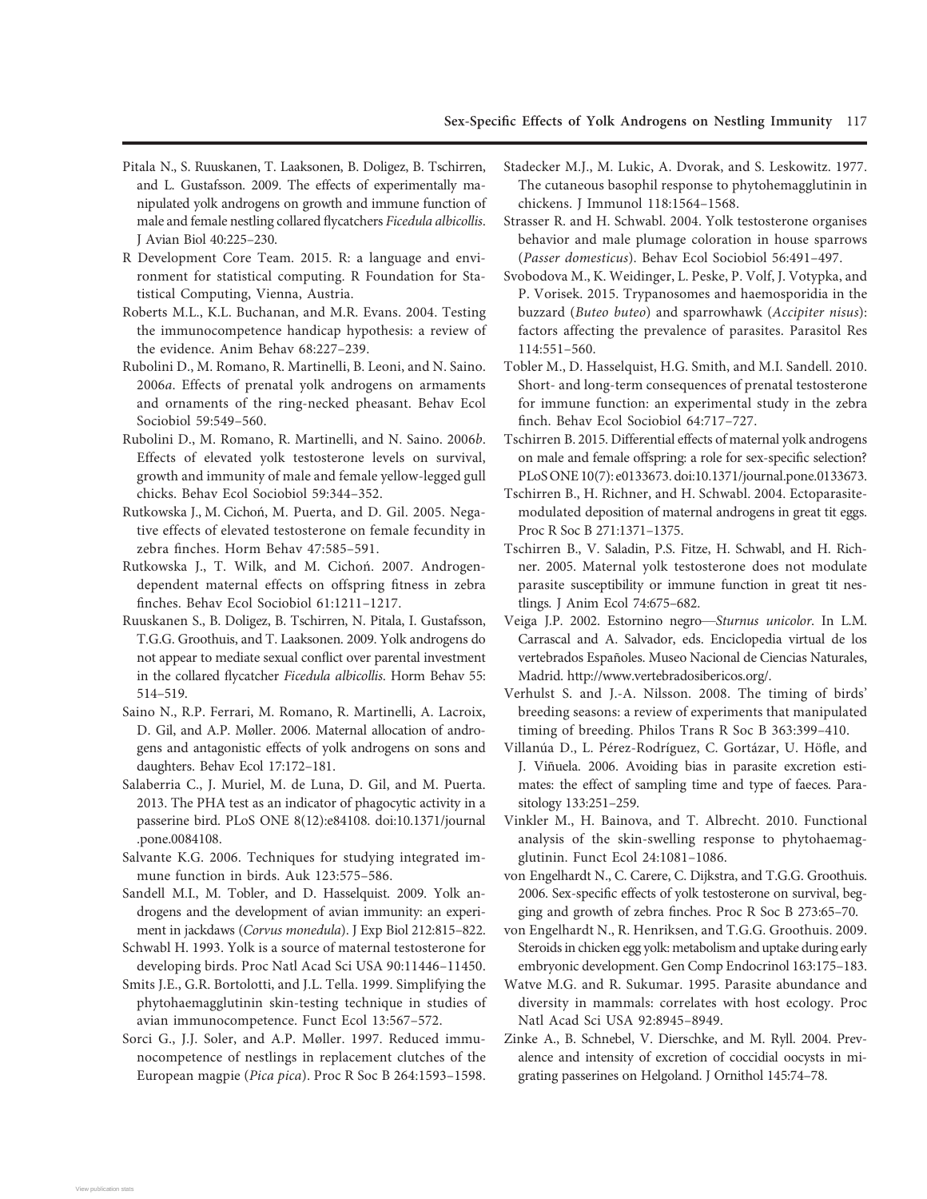Pitala N., S. Ruuskanen, T. Laaksonen, B. Doligez, B. Tschirren, and L. Gustafsson. 2009. The effects of experimentally manipulated yolk androgens on growth and immune function of male and female nestling collared flycatchers *Ficedula albicollis*. J Avian Biol 40:225–230.

R Development Core Team. 2015. R: a language and environment for statistical computing. R Foundation for Statistical Computing, Vienna, Austria.

Roberts M.L., K.L. Buchanan, and M.R. Evans. 2004. Testing the immunocompetence handicap hypothesis: a review of the evidence. Anim Behav 68:227–239.

Rubolini D., M. Romano, R. Martinelli, B. Leoni, and N. Saino. 2006*a*. Effects of prenatal yolk androgens on armaments and ornaments of the ring-necked pheasant. Behav Ecol Sociobiol 59:549–560.

Rubolini D., M. Romano, R. Martinelli, and N. Saino. 2006*b*. Effects of elevated yolk testosterone levels on survival, growth and immunity of male and female yellow-legged gull chicks. Behav Ecol Sociobiol 59:344–352.

Rutkowska J., M. Cichoń, M. Puerta, and D. Gil. 2005. Negative effects of elevated testosterone on female fecundity in zebra finches. Horm Behav 47:585–591.

Rutkowska J., T. Wilk, and M. Cichoń. 2007. Androgen-dependent maternal effects on offspring fitness in zebra finches. Behav Ecol Sociobiol 61:1211–1217.

Ruuskanen S., B. Doligez, B. Tschirren, N. Pitala, I. Gustafsson, T.G.G. Groothuis, and T. Laaksonen. 2009. Yolk androgens do not appear to mediate sexual conflict over parental investment in the collared flycatcher *Ficedula albicollis*. Horm Behav 55: 514–519.

Saino N., R.P. Ferrari, M. Romano, R. Martinelli, A. Lacroix, D. Gil, and A.P. Møller. 2006. Maternal allocation of androgens and antagonistic effects of yolk androgens on sons and daughters. Behav Ecol 17:172–181.

Salaberria C., J. Muriel, M. de Luna, D. Gil, and M. Puerta. 2013. The PHA test as an indicator of phagocytic activity in a passerine bird. PLoS ONE 8(12):e84108. doi:10.1371/journal.pone.0084108.

Salvante K.G. 2006. Techniques for studying integrated immune function in birds. Auk 123:575–586.

Sandell M.I., M. Tobler, and D. Hasselquist. 2009. Yolk androgens and the development of avian immunity: an experiment in jackdaws (*Corvus monedula*). J Exp Biol 212:815–822.

Schwabl H. 1993. Yolk is a source of maternal testosterone for developing birds. Proc Natl Acad Sci USA 90:11446–11450.

Smits J.E., G.R. Bortolotti, and J.L. Tella. 1999. Simplifying the phytohaemagglutinin skin-testing technique in studies of avian immunocompetence. Funct Ecol 13:567–572.

Sorci G., J.J. Soler, and A.P. Møller. 1997. Reduced immunocompetence of nestlings in replacement clutches of the European magpie (*Pica pica*). Proc R Soc B 264:1593–1598.

Stadecker M.J., M. Lukic, A. Dvorak, and S. Leskowitz. 1977. The cutaneous basophil response to phytohemagglutinin in chickens. J Immunol 118:1564–1568.

Strasser R. and H. Schwabl. 2004. Yolk testosterone organises behavior and male plumage coloration in house sparrows (*Passer domesticus*). Behav Ecol Sociobiol 56:491–497.

Svobodova M., K. Weidinger, L. Peske, P. Volf, J. Votypka, and P. Vorisek. 2015. Trypanosomes and haemosporidia in the buzzard (*Buteo buteo*) and sparrowhawk (*Accipiter nisus*): factors affecting the prevalence of parasites. Parasitol Res 114:551–560.

Tobler M., D. Hasselquist, H.G. Smith, and M.I. Sandell. 2010. Short- and long-term consequences of prenatal testosterone for immune function: an experimental study in the zebra finch. Behav Ecol Sociobiol 64:717–727.

Tschirren B. 2015. Differential effects of maternal yolk androgens on male and female offspring: a role for sex-specific selection? PLoS ONE 10(7): e0133673. doi:10.1371/journal.pone.0133673.

Tschirren B., H. Richner, and H. Schwabl. 2004. Ectoparasite-modulated deposition of maternal androgens in great tit eggs. Proc R Soc B 271:1371–1375.

Tschirren B., V. Saladin, P.S. Fitze, H. Schwabl, and H. Richner. 2005. Maternal yolk testosterone does not modulate parasite susceptibility or immune function in great tit nestlings. J Anim Ecol 74:675–682.

Veiga J.P. 2002. Estornino negro—*Sturnus unicolor*. In L.M. Carrascal and A. Salvador, eds. Enciclopedia virtual de los vertebrados Españoles. Museo Nacional de Ciencias Naturales, Madrid. http://www.vertebradosibericos.org/.

Verhulst S. and J.-A. Nilsson. 2008. The timing of birds' breeding seasons: a review of experiments that manipulated timing of breeding. Philos Trans R Soc B 363:399–410.

Villanúa D., L. Pérez-Rodríguez, C. Gortázar, U. Höfle, and J. Viñuela. 2006. Avoiding bias in parasite excretion estimates: the effect of sampling time and type of faeces. Parasitology 133:251–259.

Vinkler M., H. Bainova, and T. Albrecht. 2010. Functional analysis of the skin-swelling response to phytohaemagglutinin. Funct Ecol 24:1081–1086.

von Engelhardt N., C. Carere, C. Dijkstra, and T.G.G. Groothuis. 2006. Sex-specific effects of yolk testosterone on survival, begging and growth of zebra finches. Proc R Soc B 273:65–70.

von Engelhardt N., R. Henriksen, and T.G.G. Groothuis. 2009. Steroids in chicken egg yolk: metabolism and uptake during early embryonic development. Gen Comp Endocrinol 163:175–183.

Watve M.G. and R. Sukumar. 1995. Parasite abundance and diversity in mammals: correlates with host ecology. Proc Natl Acad Sci USA 92:8945–8949.

Zinke A., B. Schnebel, V. Dierschke, and M. Ryll. 2004. Prevalence and intensity of excretion of coccidial oocysts in migrating passerines on Helgoland. J Ornithol 145:74–78.